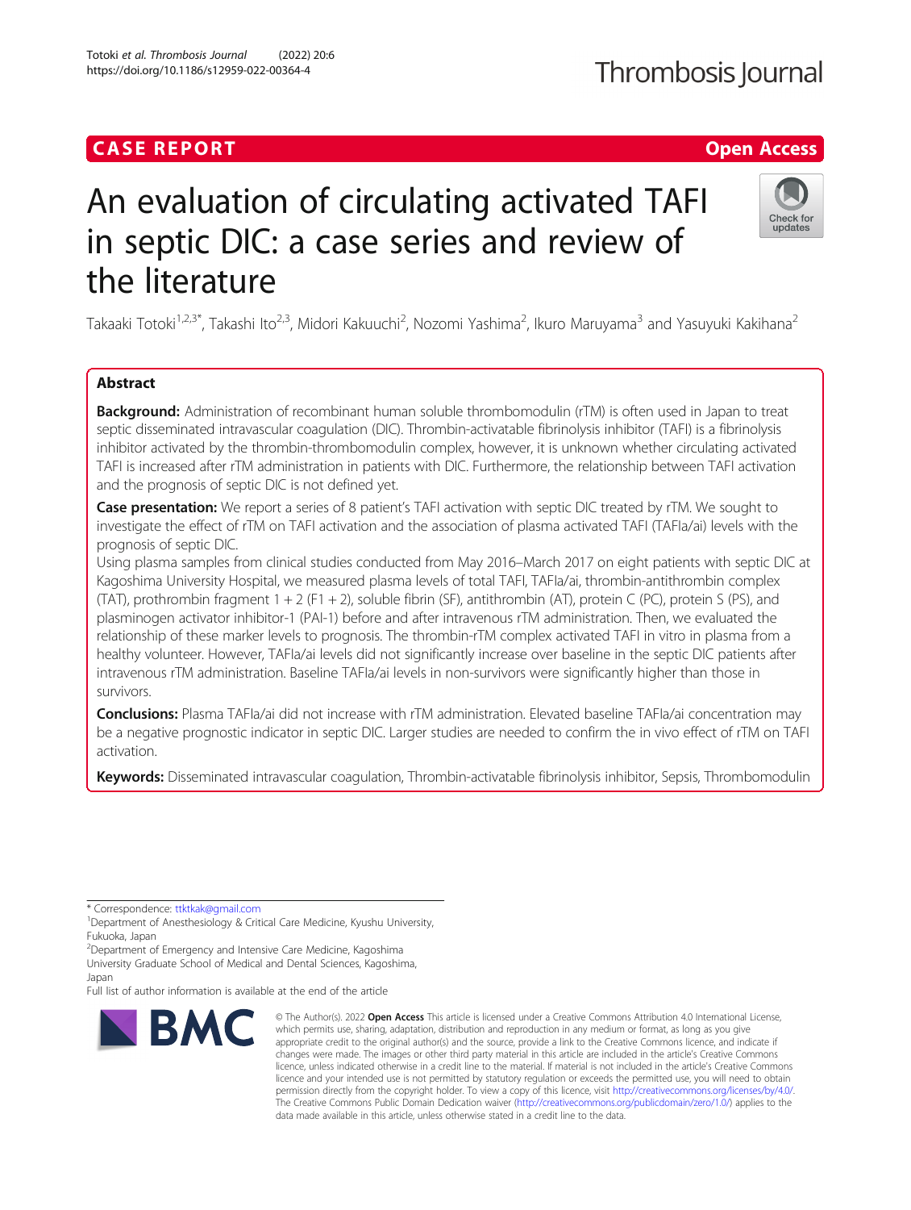CASE REPORT

Open Access

# An evaluation of circulating activated TAFI in septic DIC: a case series and review of the literature

Takaaki Totoki[1,2,3*], Takashi Ito[2,3], Midori Kakuuchi[2], Nozomi Yashima[2], Ikuro Maruyama[3] and Yasuyuki Kakihana[2]

## Abstract

**Background:** Administration of recombinant human soluble thrombomodulin (rTM) is often used in Japan to treat septic disseminated intravascular coagulation (DIC). Thrombin-activatable fibrinolysis inhibitor (TAFI) is a fibrinolysis inhibitor activated by the thrombin-thrombomodulin complex, however, it is unknown whether circulating activated TAFI is increased after rTM administration in patients with DIC. Furthermore, the relationship between TAFI activation and the prognosis of septic DIC is not defined yet.

**Case presentation:** We report a series of 8 patient's TAFI activation with septic DIC treated by rTM. We sought to investigate the effect of rTM on TAFI activation and the association of plasma activated TAFI (TAFIa/ai) levels with the prognosis of septic DIC.

Using plasma samples from clinical studies conducted from May 2016–March 2017 on eight patients with septic DIC at Kagoshima University Hospital, we measured plasma levels of total TAFI, TAFIa/ai, thrombin-antithrombin complex (TAT), prothrombin fragment 1 + 2 (F1 + 2), soluble fibrin (SF), antithrombin (AT), protein C (PC), protein S (PS), and plasminogen activator inhibitor-1 (PAI-1) before and after intravenous rTM administration. Then, we evaluated the relationship of these marker levels to prognosis. The thrombin-rTM complex activated TAFI in vitro in plasma from a healthy volunteer. However, TAFIa/ai levels did not significantly increase over baseline in the septic DIC patients after intravenous rTM administration. Baseline TAFIa/ai levels in non-survivors were significantly higher than those in survivors.

**Conclusions:** Plasma TAFIa/ai did not increase with rTM administration. Elevated baseline TAFIa/ai concentration may be a negative prognostic indicator in septic DIC. Larger studies are needed to confirm the in vivo effect of rTM on TAFI activation.

**Keywords:** Disseminated intravascular coagulation, Thrombin-activatable fibrinolysis inhibitor, Sepsis, Thrombomodulin

\* Correspondence: ttktkak@gmail.com

[1]Department of Anesthesiology & Critical Care Medicine, Kyushu University, Fukuoka, Japan

[2]Department of Emergency and Intensive Care Medicine, Kagoshima University Graduate School of Medical and Dental Sciences, Kagoshima, Japan

Full list of author information is available at the end of the article

© The Author(s). 2022 **Open Access** This article is licensed under a Creative Commons Attribution 4.0 International License, which permits use, sharing, adaptation, distribution and reproduction in any medium or format, as long as you give appropriate credit to the original author(s) and the source, provide a link to the Creative Commons licence, and indicate if changes were made. The images or other third party material in this article are included in the article's Creative Commons licence, unless indicated otherwise in a credit line to the material. If material is not included in the article's Creative Commons licence and your intended use is not permitted by statutory regulation or exceeds the permitted use, you will need to obtain permission directly from the copyright holder. To view a copy of this licence, visit http://creativecommons.org/licenses/by/4.0/. The Creative Commons Public Domain Dedication waiver (http://creativecommons.org/publicdomain/zero/1.0/) applies to the data made available in this article, unless otherwise stated in a credit line to the data.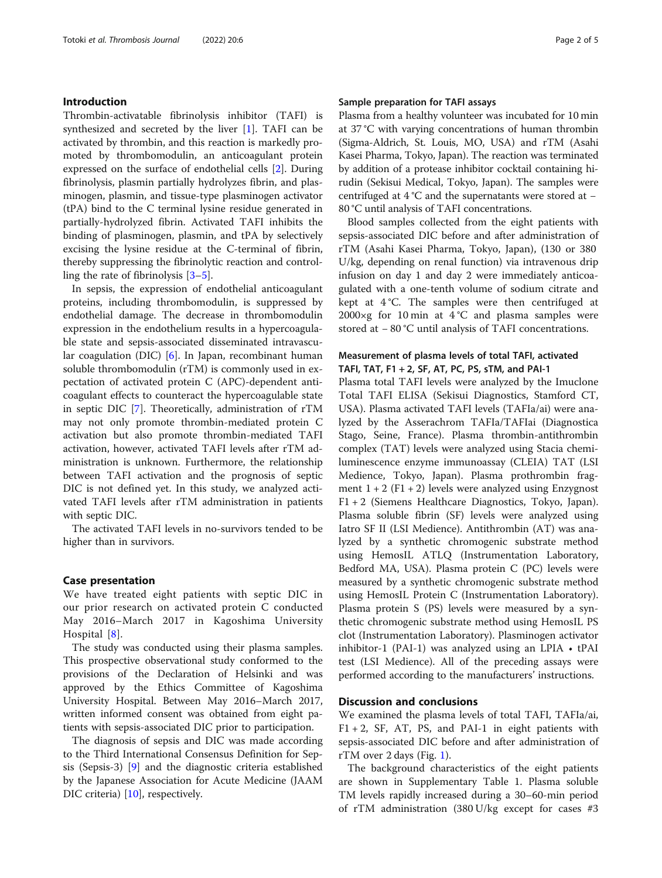## Introduction

Thrombin-activatable fibrinolysis inhibitor (TAFI) is synthesized and secreted by the liver [1]. TAFI can be activated by thrombin, and this reaction is markedly promoted by thrombomodulin, an anticoagulant protein expressed on the surface of endothelial cells [2]. During fibrinolysis, plasmin partially hydrolyzes fibrin, and plasminogen, plasmin, and tissue-type plasminogen activator (tPA) bind to the C terminal lysine residue generated in partially-hydrolyzed fibrin. Activated TAFI inhibits the binding of plasminogen, plasmin, and tPA by selectively excising the lysine residue at the C-terminal of fibrin, thereby suppressing the fibrinolytic reaction and controlling the rate of fibrinolysis [3–5].

In sepsis, the expression of endothelial anticoagulant proteins, including thrombomodulin, is suppressed by endothelial damage. The decrease in thrombomodulin expression in the endothelium results in a hypercoagulable state and sepsis-associated disseminated intravascular coagulation (DIC) [6]. In Japan, recombinant human soluble thrombomodulin (rTM) is commonly used in expectation of activated protein C (APC)-dependent anticoagulant effects to counteract the hypercoagulable state in septic DIC [7]. Theoretically, administration of rTM may not only promote thrombin-mediated protein C activation but also promote thrombin-mediated TAFI activation, however, activated TAFI levels after rTM administration is unknown. Furthermore, the relationship between TAFI activation and the prognosis of septic DIC is not defined yet. In this study, we analyzed activated TAFI levels after rTM administration in patients with septic DIC.

The activated TAFI levels in no-survivors tended to be higher than in survivors.

## Case presentation

We have treated eight patients with septic DIC in our prior research on activated protein C conducted May 2016–March 2017 in Kagoshima University Hospital [8].

The study was conducted using their plasma samples. This prospective observational study conformed to the provisions of the Declaration of Helsinki and was approved by the Ethics Committee of Kagoshima University Hospital. Between May 2016–March 2017, written informed consent was obtained from eight patients with sepsis-associated DIC prior to participation.

The diagnosis of sepsis and DIC was made according to the Third International Consensus Definition for Sepsis (Sepsis-3) [9] and the diagnostic criteria established by the Japanese Association for Acute Medicine (JAAM DIC criteria) [10], respectively.

### Sample preparation for TAFI assays

Plasma from a healthy volunteer was incubated for 10 min at 37 °C with varying concentrations of human thrombin (Sigma-Aldrich, St. Louis, MO, USA) and rTM (Asahi Kasei Pharma, Tokyo, Japan). The reaction was terminated by addition of a protease inhibitor cocktail containing hirudin (Sekisui Medical, Tokyo, Japan). The samples were centrifuged at 4 °C and the supernatants were stored at − 80 °C until analysis of TAFI concentrations.

Blood samples collected from the eight patients with sepsis-associated DIC before and after administration of rTM (Asahi Kasei Pharma, Tokyo, Japan), (130 or 380 U/kg, depending on renal function) via intravenous drip infusion on day 1 and day 2 were immediately anticoagulated with a one-tenth volume of sodium citrate and kept at 4 °C. The samples were then centrifuged at 2000×g for 10 min at 4 °C and plasma samples were stored at − 80 °C until analysis of TAFI concentrations.

### Measurement of plasma levels of total TAFI, activated TAFI, TAT, F1 + 2, SF, AT, PC, PS, sTM, and PAI-1

Plasma total TAFI levels were analyzed by the Imuclone Total TAFI ELISA (Sekisui Diagnostics, Stamford CT, USA). Plasma activated TAFI levels (TAFIa/ai) were analyzed by the Asserachrom TAFIa/TAFIai (Diagnostica Stago, Seine, France). Plasma thrombin-antithrombin complex (TAT) levels were analyzed using Stacia chemiluminescence enzyme immunoassay (CLEIA) TAT (LSI Medience, Tokyo, Japan). Plasma prothrombin fragment 1 + 2 (F1 + 2) levels were analyzed using Enzygnost F1 + 2 (Siemens Healthcare Diagnostics, Tokyo, Japan). Plasma soluble fibrin (SF) levels were analyzed using Iatro SF II (LSI Medience). Antithrombin (AT) was analyzed by a synthetic chromogenic substrate method using HemosIL ATLQ (Instrumentation Laboratory, Bedford MA, USA). Plasma protein C (PC) levels were measured by a synthetic chromogenic substrate method using HemosIL Protein C (Instrumentation Laboratory). Plasma protein S (PS) levels were measured by a synthetic chromogenic substrate method using HemosIL PS clot (Instrumentation Laboratory). Plasminogen activator inhibitor-1 (PAI-1) was analyzed using an LPIA • tPAI test (LSI Medience). All of the preceding assays were performed according to the manufacturers' instructions.

## Discussion and conclusions

We examined the plasma levels of total TAFI, TAFIa/ai, F1 + 2, SF, AT, PS, and PAI-1 in eight patients with sepsis-associated DIC before and after administration of rTM over 2 days (Fig. 1).

The background characteristics of the eight patients are shown in Supplementary Table 1. Plasma soluble TM levels rapidly increased during a 30–60-min period of rTM administration (380 U/kg except for cases #3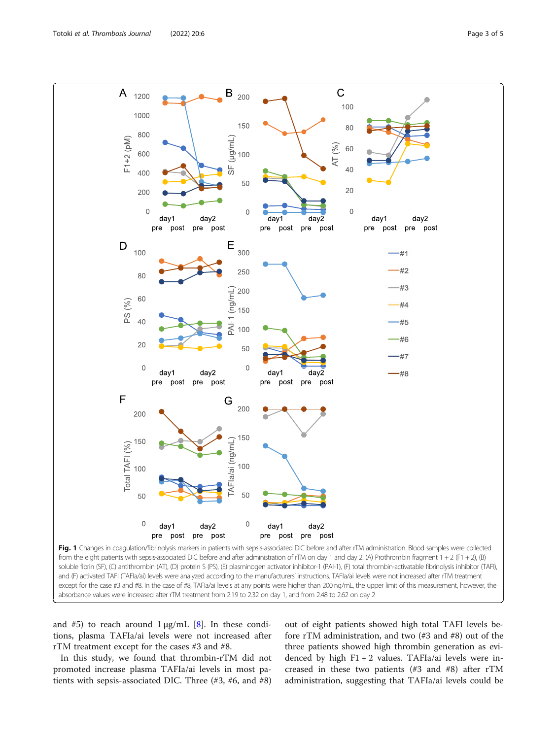**Fig. 1** Changes in coagulation/fibrinolysis markers in patients with sepsis-associated DIC before and after rTM administration. Blood samples were collected from the eight patients with sepsis-associated DIC before and after administration of rTM on day 1 and day 2. (A) Prothrombin fragment 1 + 2 (F1 + 2), (B) soluble fibrin (SF), (C) antithrombin (AT), (D) protein S (PS), (E) plasminogen activator inhibitor-1 (PAI-1), (F) total thrombin-activatable fibrinolysis inhibitor (TAFI), and (F) activated TAFI (TAFIa/ai) levels were analyzed according to the manufacturers' instructions. TAFIa/ai levels were not increased after rTM treatment except for the case #3 and #8. In the case of #8, TAFIa/ai levels at any points were higher than 200 ng/mL, the upper limit of this measurement, however, the absorbance values were increased after rTM treatment from 2.19 to 2.32 on day 1, and from 2.48 to 2.62 on day 2

and #5) to reach around 1 μg/mL [8]. In these conditions, plasma TAFIa/ai levels were not increased after rTM treatment except for the cases #3 and #8.

In this study, we found that thrombin-rTM did not promoted increase plasma TAFIa/ai levels in most patients with sepsis-associated DIC. Three (#3, #6, and #8) out of eight patients showed high total TAFI levels before rTM administration, and two (#3 and #8) out of the three patients showed high thrombin generation as evidenced by high F1 + 2 values. TAFIa/ai levels were increased in these two patients (#3 and #8) after rTM administration, suggesting that TAFIa/ai levels could be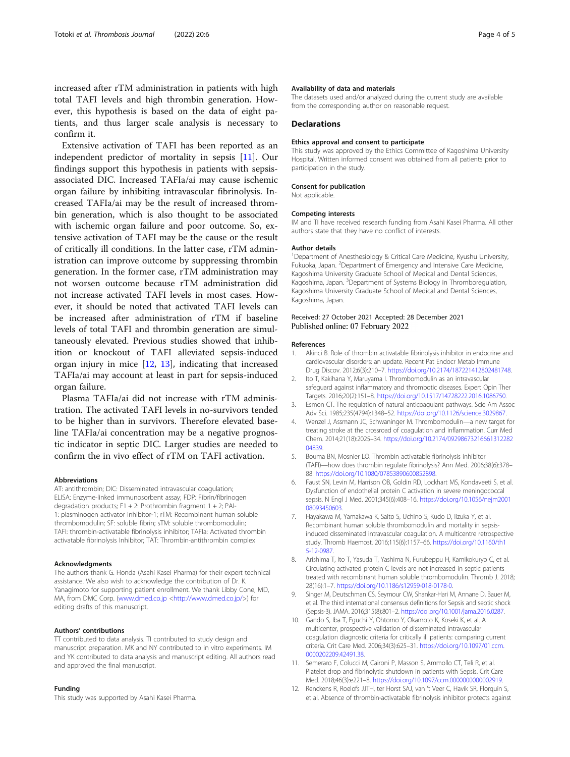increased after rTM administration in patients with high total TAFI levels and high thrombin generation. However, this hypothesis is based on the data of eight patients, and thus larger scale analysis is necessary to confirm it.

Extensive activation of TAFI has been reported as an independent predictor of mortality in sepsis [11]. Our findings support this hypothesis in patients with sepsis-associated DIC. Increased TAFIa/ai may cause ischemic organ failure by inhibiting intravascular fibrinolysis. Increased TAFIa/ai may be the result of increased thrombin generation, which is also thought to be associated with ischemic organ failure and poor outcome. So, extensive activation of TAFI may be the cause or the result of critically ill conditions. In the latter case, rTM administration can improve outcome by suppressing thrombin generation. In the former case, rTM administration may not worsen outcome because rTM administration did not increase activated TAFI levels in most cases. However, it should be noted that activated TAFI levels can be increased after administration of rTM if baseline levels of total TAFI and thrombin generation are simultaneously elevated. Previous studies showed that inhibition or knockout of TAFI alleviated sepsis-induced organ injury in mice [12, 13], indicating that increased TAFIa/ai may account at least in part for sepsis-induced organ failure.

Plasma TAFIa/ai did not increase with rTM administration. The activated TAFI levels in no-survivors tended to be higher than in survivors. Therefore elevated baseline TAFIa/ai concentration may be a negative prognostic indicator in septic DIC. Larger studies are needed to confirm the in vivo effect of rTM on TAFI activation.

#### Abbreviations

AT: antithrombin; DIC: Disseminated intravascular coagulation; ELISA: Enzyme-linked immunosorbent assay; FDP: Fibrin/fibrinogen degradation products; F1 + 2: Prothrombin fragment 1 + 2; PAI-1: plasminogen activator inhibitor-1; rTM: Recombinant human soluble thrombomodulin; SF: soluble fibrin; sTM: soluble thrombomodulin; TAFI: thrombin-activatable fibrinolysis inhibitor; TAFIa: Activated thrombin activatable fibrinolysis Inhibitor; TAT: Thrombin-antithrombin complex

#### Acknowledgments

The authors thank G. Honda (Asahi Kasei Pharma) for their expert technical assistance. We also wish to acknowledge the contribution of Dr. K. Yanagimoto for supporting patient enrollment. We thank Libby Cone, MD, MA, from DMC Corp. (www.dmed.co.jp <http://www.dmed.co.jp/>) for editing drafts of this manuscript.

#### Authors' contributions

TT contributed to data analysis. TI contributed to study design and manuscript preparation. MK and NY contributed to in vitro experiments. IM and YK contributed to data analysis and manuscript editing. All authors read and approved the final manuscript.

#### Funding

This study was supported by Asahi Kasei Pharma.

#### Availability of data and materials

The datasets used and/or analyzed during the current study are available from the corresponding author on reasonable request.

### Declarations

#### Ethics approval and consent to participate

This study was approved by the Ethics Committee of Kagoshima University Hospital. Written informed consent was obtained from all patients prior to participation in the study.

#### Consent for publication

Not applicable.

#### Competing interests

IM and TI have received research funding from Asahi Kasei Pharma. All other authors state that they have no conflict of interests.

#### Author details

[1]Department of Anesthesiology & Critical Care Medicine, Kyushu University, Fukuoka, Japan. [2]Department of Emergency and Intensive Care Medicine, Kagoshima University Graduate School of Medical and Dental Sciences, Kagoshima, Japan. [3]Department of Systems Biology in Thromboregulation, Kagoshima University Graduate School of Medical and Dental Sciences, Kagoshima, Japan.

Received: 27 October 2021 Accepted: 28 December 2021
Published online: 07 February 2022

#### References

1. Akinci B. Role of thrombin activatable fibrinolysis inhibitor in endocrine and cardiovascular disorders: an update. Recent Pat Endocr Metab Immune Drug Discov. 2012;6(3):210–7. https://doi.org/10.2174/187221412802481748.
2. Ito T, Kakihana Y, Maruyama I. Thrombomodulin as an intravascular safeguard against inflammatory and thrombotic diseases. Expert Opin Ther Targets. 2016;20(2):151–8. https://doi.org/10.1517/14728222.2016.1086750.
3. Esmon CT. The regulation of natural anticoagulant pathways. Scie Am Assoc Adv Sci. 1985;235(4794):1348–52. https://doi.org/10.1126/science.3029867.
4. Wenzel J, Assmann JC, Schwaninger M. Thrombomodulin—a new target for treating stroke at the crossroad of coagulation and inflammation. Curr Med Chem. 2014;21(18):2025–34. https://doi.org/10.2174/0929867321666131228204839.
5. Bouma BN, Mosnier LO. Thrombin activatable fibrinolysis inhibitor (TAFI)—how does thrombin regulate fibrinolysis? Ann Med. 2006;38(6):378–88. https://doi.org/10.1080/07853890600852898.
6. Faust SN, Levin M, Harrison OB, Goldin RD, Lockhart MS, Kondaveeti S, et al. Dysfunction of endothelial protein C activation in severe meningococcal sepsis. N Engl J Med. 2001;345(6):408–16. https://doi.org/10.1056/nejm200108093450603.
7. Hayakawa M, Yamakawa K, Saito S, Uchino S, Kudo D, Iizuka Y, et al. Recombinant human soluble thrombomodulin and mortality in sepsis-induced disseminated intravascular coagulation. A multicentre retrospective study. Thromb Haemost. 2016;115(6):1157–66. https://doi.org/10.1160/th15-12-0987.
8. Arishima T, Ito T, Yasuda T, Yashima N, Furubeppu H, Kamikokuryo C, et al. Circulating activated protein C levels are not increased in septic patients treated with recombinant human soluble thrombomodulin. Thromb J. 2018;28(16):1–7. https://doi.org/10.1186/s12959-018-0178-0.
9. Singer M, Deutschman CS, Seymour CW, Shankar-Hari M, Annane D, Bauer M, et al. The third international consensus definitions for Sepsis and septic shock (Sepsis-3). JAMA. 2016;315(8):801–2. https://doi.org/10.1001/jama.2016.0287.
10. Gando S, Iba T, Eguchi Y, Ohtomo Y, Okamoto K, Koseki K, et al. A multicenter, prospective validation of disseminated intravascular coagulation diagnostic criteria for critically ill patients: comparing current criteria. Crit Care Med. 2006;34(3):625–31. https://doi.org/10.1097/01.ccm.0000202209.42491.38.
11. Semeraro F, Colucci M, Caironi P, Masson S, Ammollo CT, Teli R, et al. Platelet drop and fibrinolytic shutdown in patients with Sepsis. Crit Care Med. 2018;46(3):e221–8. https://doi.org/10.1097/ccm.0000000000002919.
12. Renckens R, Roelofs JJTH, ter Horst SAJ, van 't Veer C, Havik SR, Florquin S, et al. Absence of thrombin-activatable fibrinolysis inhibitor protects against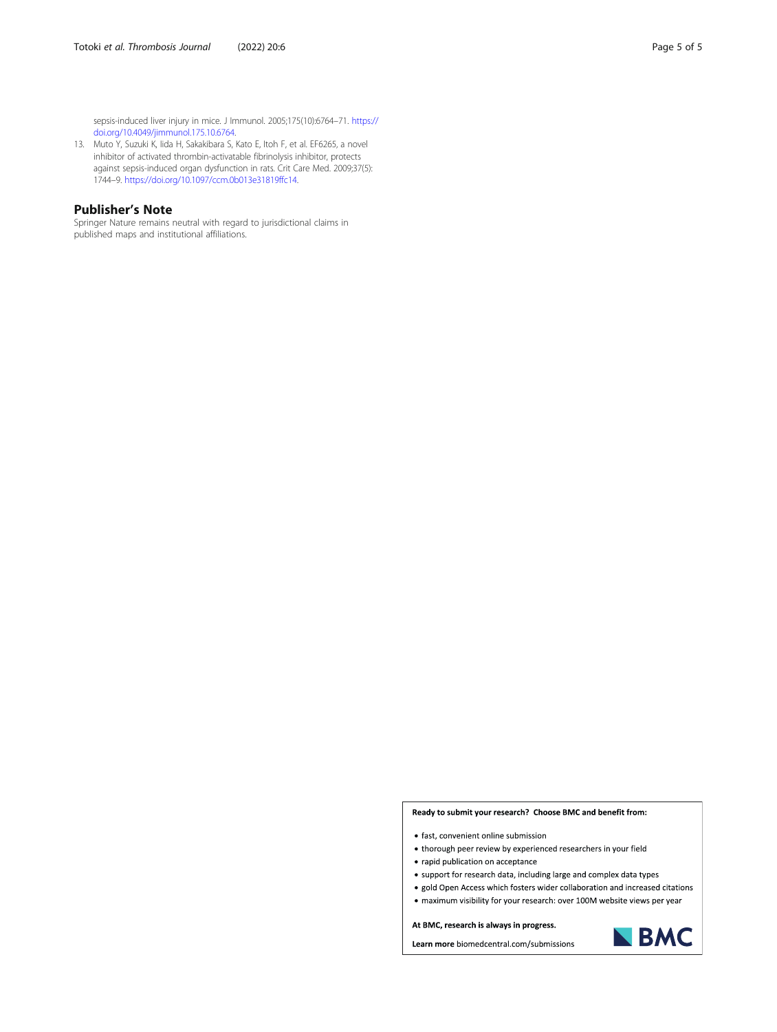sepsis-induced liver injury in mice. J Immunol. 2005;175(10):6764–71. https://doi.org/10.4049/jimmunol.175.10.6764.

13. Muto Y, Suzuki K, Iida H, Sakakibara S, Kato E, Itoh F, et al. EF6265, a novel inhibitor of activated thrombin-activatable fibrinolysis inhibitor, protects against sepsis-induced organ dysfunction in rats. Crit Care Med. 2009;37(5): 1744–9. https://doi.org/10.1097/ccm.0b013e31819ffc14.

## Publisher's Note

Springer Nature remains neutral with regard to jurisdictional claims in published maps and institutional affiliations.

**Ready to submit your research? Choose BMC and benefit from:**

- fast, convenient online submission
- thorough peer review by experienced researchers in your field
- rapid publication on acceptance
- support for research data, including large and complex data types
- gold Open Access which fosters wider collaboration and increased citations
- maximum visibility for your research: over 100M website views per year

**At BMC, research is always in progress.**

**Learn more** biomedcentral.com/submissions

BMC